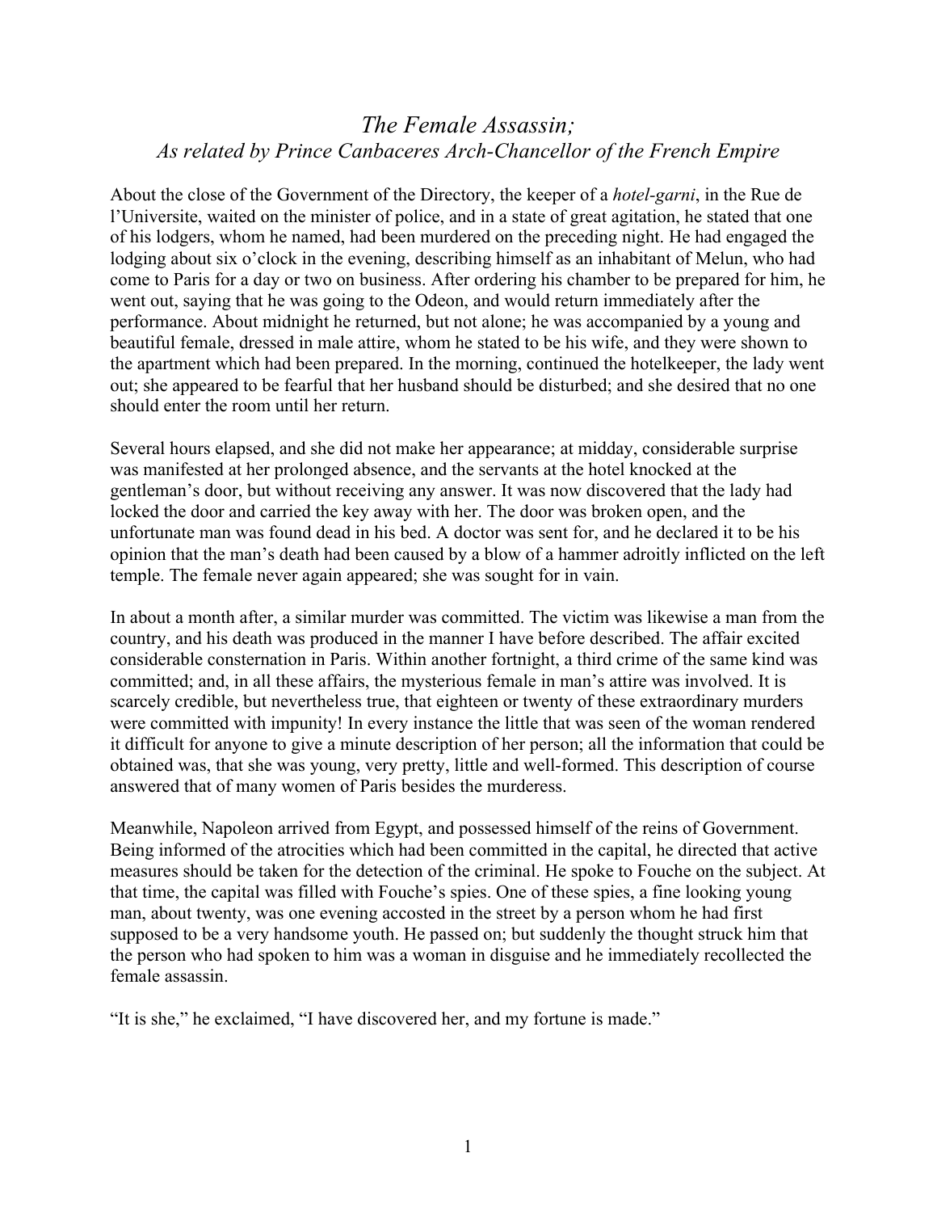# *The Female Assassin;*
## *As related by Prince Canbaceres Arch-Chancellor of the French Empire*

About the close of the Government of the Directory, the keeper of a *hotel-garni*, in the Rue de l'Universite, waited on the minister of police, and in a state of great agitation, he stated that one of his lodgers, whom he named, had been murdered on the preceding night. He had engaged the lodging about six o'clock in the evening, describing himself as an inhabitant of Melun, who had come to Paris for a day or two on business. After ordering his chamber to be prepared for him, he went out, saying that he was going to the Odeon, and would return immediately after the performance. About midnight he returned, but not alone; he was accompanied by a young and beautiful female, dressed in male attire, whom he stated to be his wife, and they were shown to the apartment which had been prepared. In the morning, continued the hotelkeeper, the lady went out; she appeared to be fearful that her husband should be disturbed; and she desired that no one should enter the room until her return.

Several hours elapsed, and she did not make her appearance; at midday, considerable surprise was manifested at her prolonged absence, and the servants at the hotel knocked at the gentleman's door, but without receiving any answer. It was now discovered that the lady had locked the door and carried the key away with her. The door was broken open, and the unfortunate man was found dead in his bed. A doctor was sent for, and he declared it to be his opinion that the man's death had been caused by a blow of a hammer adroitly inflicted on the left temple. The female never again appeared; she was sought for in vain.

In about a month after, a similar murder was committed. The victim was likewise a man from the country, and his death was produced in the manner I have before described. The affair excited considerable consternation in Paris. Within another fortnight, a third crime of the same kind was committed; and, in all these affairs, the mysterious female in man's attire was involved. It is scarcely credible, but nevertheless true, that eighteen or twenty of these extraordinary murders were committed with impunity! In every instance the little that was seen of the woman rendered it difficult for anyone to give a minute description of her person; all the information that could be obtained was, that she was young, very pretty, little and well-formed. This description of course answered that of many women of Paris besides the murderess.

Meanwhile, Napoleon arrived from Egypt, and possessed himself of the reins of Government. Being informed of the atrocities which had been committed in the capital, he directed that active measures should be taken for the detection of the criminal. He spoke to Fouche on the subject. At that time, the capital was filled with Fouche's spies. One of these spies, a fine looking young man, about twenty, was one evening accosted in the street by a person whom he had first supposed to be a very handsome youth. He passed on; but suddenly the thought struck him that the person who had spoken to him was a woman in disguise and he immediately recollected the female assassin.

"It is she," he exclaimed, "I have discovered her, and my fortune is made."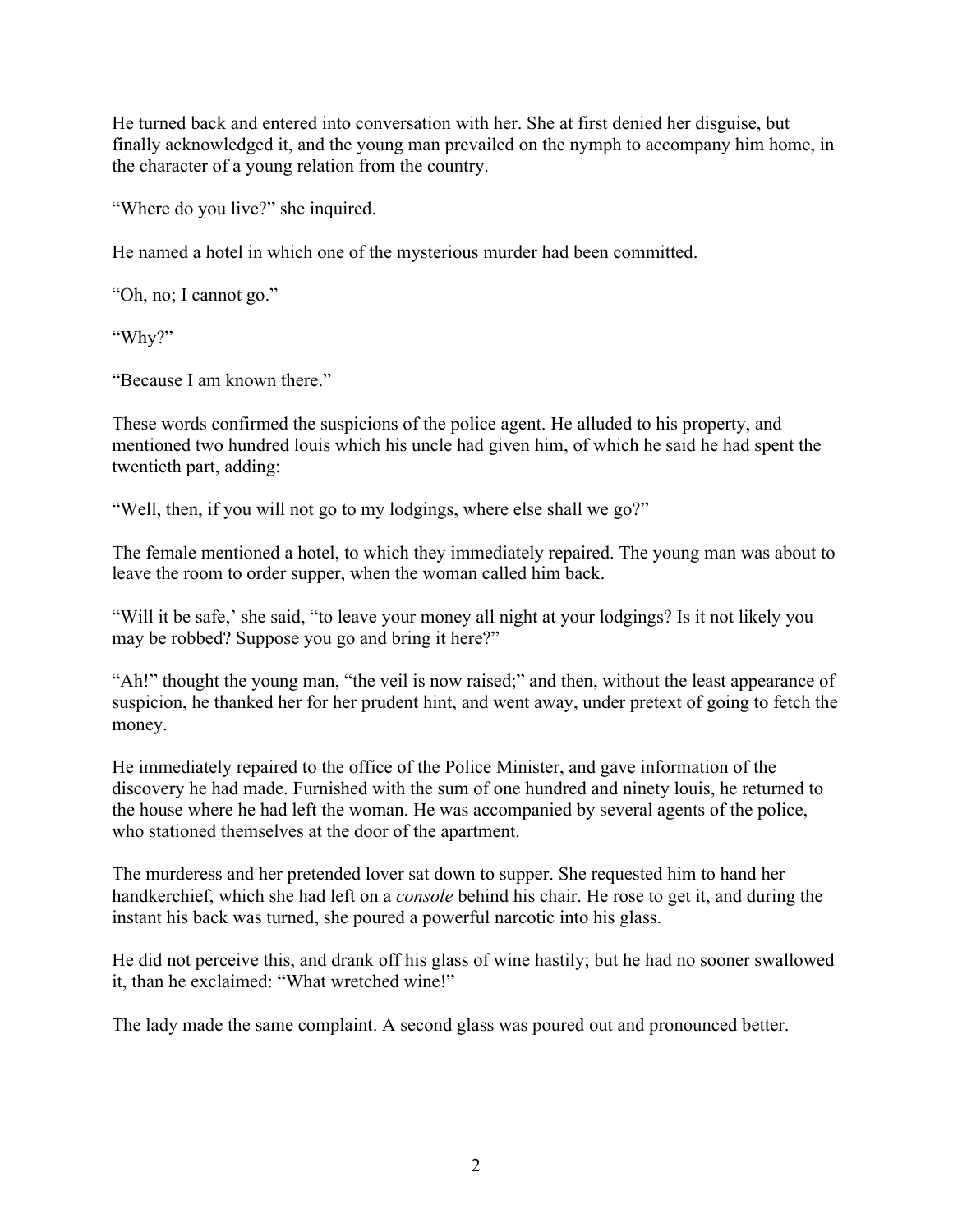He turned back and entered into conversation with her. She at first denied her disguise, but finally acknowledged it, and the young man prevailed on the nymph to accompany him home, in the character of a young relation from the country.

“Where do you live?” she inquired.

He named a hotel in which one of the mysterious murder had been committed.

“Oh, no; I cannot go.”

“Why?”

“Because I am known there.”

These words confirmed the suspicions of the police agent. He alluded to his property, and mentioned two hundred louis which his uncle had given him, of which he said he had spent the twentieth part, adding:

“Well, then, if you will not go to my lodgings, where else shall we go?”

The female mentioned a hotel, to which they immediately repaired. The young man was about to leave the room to order supper, when the woman called him back.

“Will it be safe,’ she said, “to leave your money all night at your lodgings? Is it not likely you may be robbed? Suppose you go and bring it here?”

“Ah!” thought the young man, “the veil is now raised;” and then, without the least appearance of suspicion, he thanked her for her prudent hint, and went away, under pretext of going to fetch the money.

He immediately repaired to the office of the Police Minister, and gave information of the discovery he had made. Furnished with the sum of one hundred and ninety louis, he returned to the house where he had left the woman. He was accompanied by several agents of the police, who stationed themselves at the door of the apartment.

The murderess and her pretended lover sat down to supper. She requested him to hand her handkerchief, which she had left on a *console* behind his chair. He rose to get it, and during the instant his back was turned, she poured a powerful narcotic into his glass.

He did not perceive this, and drank off his glass of wine hastily; but he had no sooner swallowed it, than he exclaimed: “What wretched wine!”

The lady made the same complaint. A second glass was poured out and pronounced better.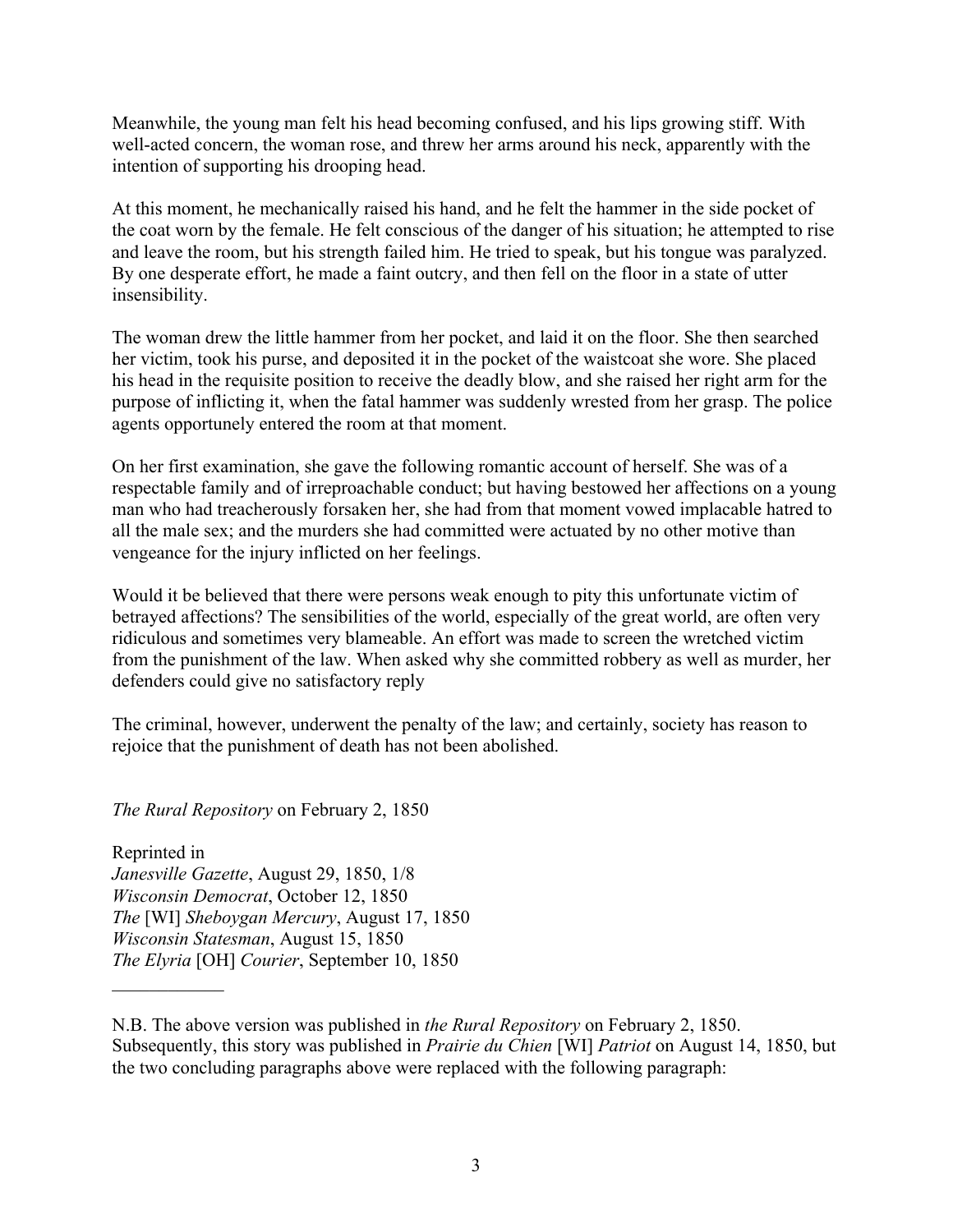Meanwhile, the young man felt his head becoming confused, and his lips growing stiff. With well-acted concern, the woman rose, and threw her arms around his neck, apparently with the intention of supporting his drooping head.

At this moment, he mechanically raised his hand, and he felt the hammer in the side pocket of the coat worn by the female. He felt conscious of the danger of his situation; he attempted to rise and leave the room, but his strength failed him. He tried to speak, but his tongue was paralyzed. By one desperate effort, he made a faint outcry, and then fell on the floor in a state of utter insensibility.

The woman drew the little hammer from her pocket, and laid it on the floor. She then searched her victim, took his purse, and deposited it in the pocket of the waistcoat she wore. She placed his head in the requisite position to receive the deadly blow, and she raised her right arm for the purpose of inflicting it, when the fatal hammer was suddenly wrested from her grasp. The police agents opportunely entered the room at that moment.

On her first examination, she gave the following romantic account of herself. She was of a respectable family and of irreproachable conduct; but having bestowed her affections on a young man who had treacherously forsaken her, she had from that moment vowed implacable hatred to all the male sex; and the murders she had committed were actuated by no other motive than vengeance for the injury inflicted on her feelings.

Would it be believed that there were persons weak enough to pity this unfortunate victim of betrayed affections? The sensibilities of the world, especially of the great world, are often very ridiculous and sometimes very blameable. An effort was made to screen the wretched victim from the punishment of the law. When asked why she committed robbery as well as murder, her defenders could give no satisfactory reply

The criminal, however, underwent the penalty of the law; and certainly, society has reason to rejoice that the punishment of death has not been abolished.

*The Rural Repository* on February 2, 1850

Reprinted in
*Janesville Gazette*, August 29, 1850, 1/8
*Wisconsin Democrat*, October 12, 1850
*The* [WI] *Sheboygan Mercury*, August 17, 1850
*Wisconsin Statesman*, August 15, 1850
*The Elyria* [OH] *Courier*, September 10, 1850

---

N.B. The above version was published in *the Rural Repository* on February 2, 1850. Subsequently, this story was published in *Prairie du Chien* [WI] *Patriot* on August 14, 1850, but the two concluding paragraphs above were replaced with the following paragraph: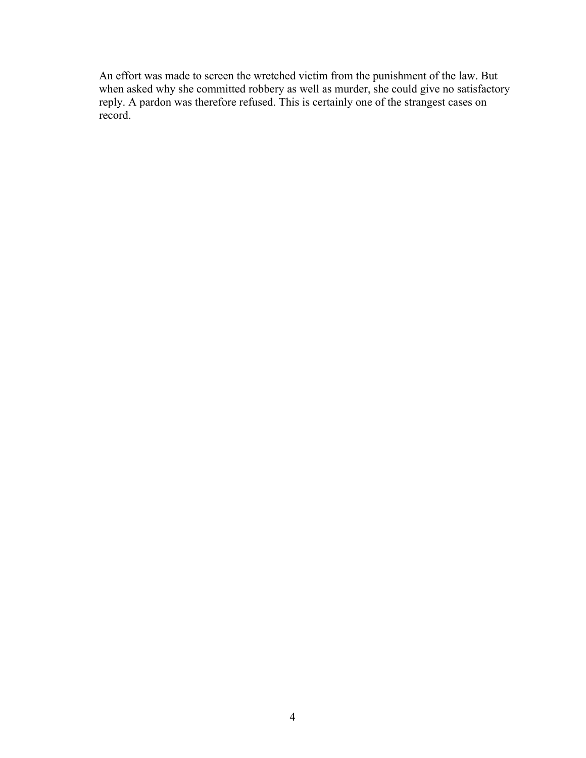An effort was made to screen the wretched victim from the punishment of the law. But when asked why she committed robbery as well as murder, she could give no satisfactory reply. A pardon was therefore refused. This is certainly one of the strangest cases on record.